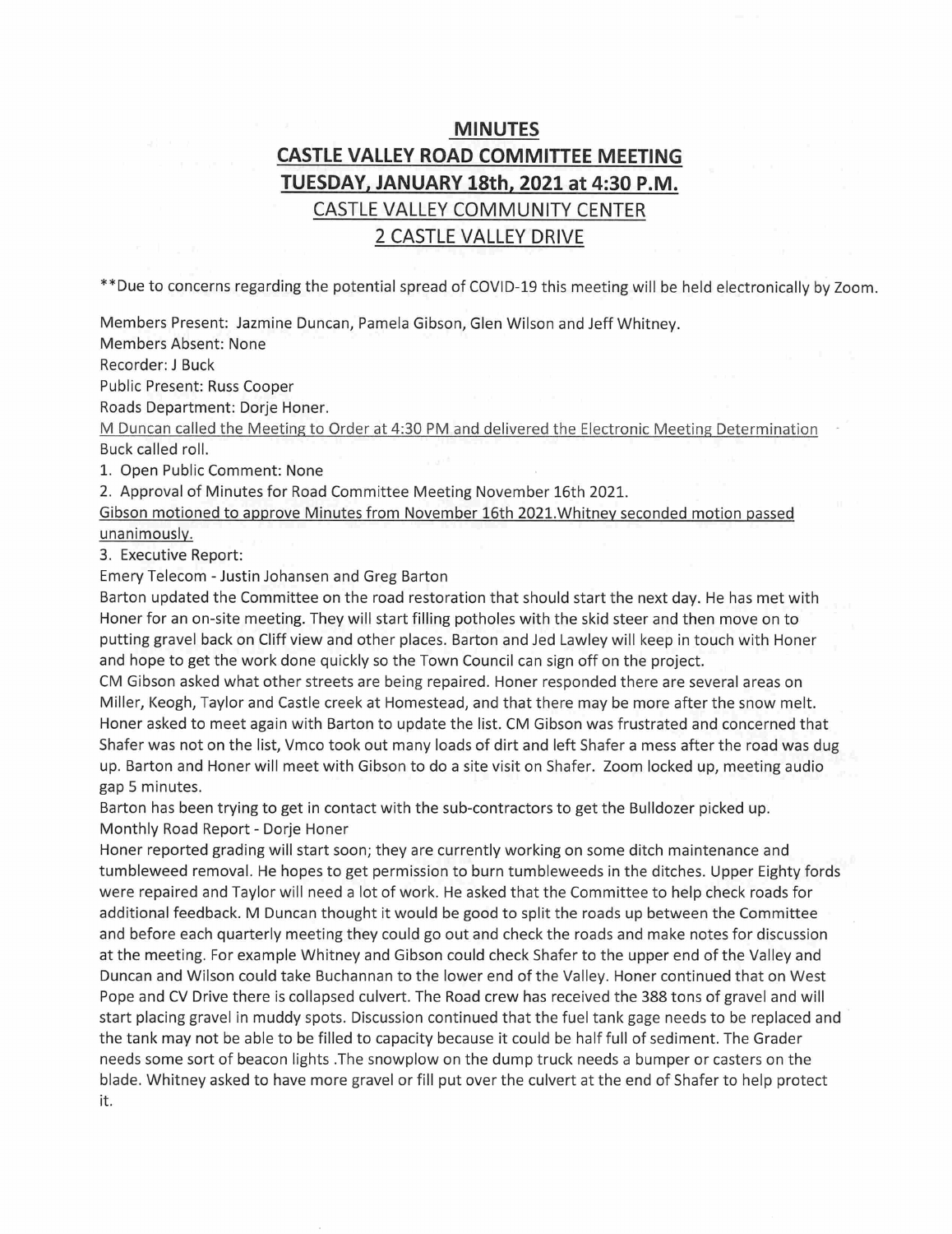# MINUTES

## CASTLE VALLEY ROAD COMMITTEE MEETING

## TUESDAY, JANUARY 18th, 2021 at 4:30 P.M.

CASTLE VALLEY COMMUNITY CENTER

2 CASTLE VALLEY DRIVE

**Due to concerns regarding the potential spread of COVID-19 this meeting will be held electronically by Zoom.

Members Present: Jazmine Duncan, Pamela Gibson, Glen Wilson and Jeff Whitney.
Members Absent: None
Recorder: J Buck
Public Present: Russ Cooper
Roads Department: Dorje Honer.
M Duncan called the Meeting to Order at 4:30 PM and delivered the Electronic Meeting Determination
Buck called roll.

1. Open Public Comment: None
2. Approval of Minutes for Road Committee Meeting November 16th 2021.

Gibson motioned to approve Minutes from November 16th 2021.Whitney seconded motion passed unanimously.

3. Executive Report:

Emery Telecom - Justin Johansen and Greg Barton

Barton updated the Committee on the road restoration that should start the next day. He has met with Honer for an on-site meeting. They will start filling potholes with the skid steer and then move on to putting gravel back on Cliff view and other places. Barton and Jed Lawley will keep in touch with Honer and hope to get the work done quickly so the Town Council can sign off on the project.

CM Gibson asked what other streets are being repaired. Honer responded there are several areas on Miller, Keogh, Taylor and Castle creek at Homestead, and that there may be more after the snow melt. Honer asked to meet again with Barton to update the list. CM Gibson was frustrated and concerned that Shafer was not on the list, Vmco took out many loads of dirt and left Shafer a mess after the road was dug up. Barton and Honer will meet with Gibson to do a site visit on Shafer. Zoom locked up, meeting audio gap 5 minutes.

Barton has been trying to get in contact with the sub-contractors to get the Bulldozer picked up.

Monthly Road Report - Dorje Honer

Honer reported grading will start soon; they are currently working on some ditch maintenance and tumbleweed removal. He hopes to get permission to burn tumbleweeds in the ditches. Upper Eighty fords were repaired and Taylor will need a lot of work. He asked that the Committee to help check roads for additional feedback. M Duncan thought it would be good to split the roads up between the Committee and before each quarterly meeting they could go out and check the roads and make notes for discussion at the meeting. For example Whitney and Gibson could check Shafer to the upper end of the Valley and Duncan and Wilson could take Buchannan to the lower end of the Valley. Honer continued that on West Pope and CV Drive there is collapsed culvert. The Road crew has received the 388 tons of gravel and will start placing gravel in muddy spots. Discussion continued that the fuel tank gage needs to be replaced and the tank may not be able to be filled to capacity because it could be half full of sediment. The Grader needs some sort of beacon lights .The snowplow on the dump truck needs a bumper or casters on the blade. Whitney asked to have more gravel or fill put over the culvert at the end of Shafer to help protect it.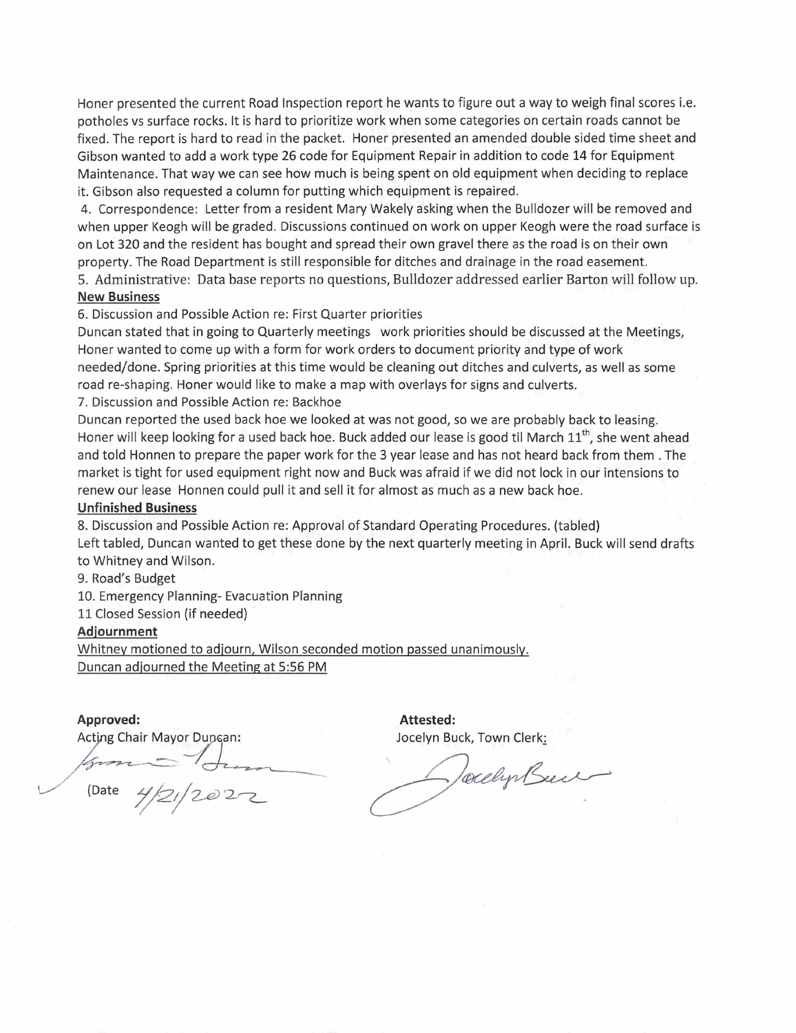Honer presented the current Road Inspection report he wants to figure out a way to weigh final scores i.e. potholes vs surface rocks. It is hard to prioritize work when some categories on certain roads cannot be fixed. The report is hard to read in the packet. Honer presented an amended double sided time sheet and Gibson wanted to add a work type 26 code for Equipment Repair in addition to code 14 for Equipment Maintenance. That way we can see how much is being spent on old equipment when deciding to replace it. Gibson also requested a column for putting which equipment is repaired.

4. Correspondence: Letter from a resident Mary Wakely asking when the Bulldozer will be removed and when upper Keogh will be graded. Discussions continued on work on upper Keogh were the road surface is on Lot 320 and the resident has bought and spread their own gravel there as the road is on their own property. The Road Department is still responsible for ditches and drainage in the road easement.

5. Administrative: Data base reports no questions, Bulldozer addressed earlier Barton will follow up.

**New Business**

6. Discussion and Possible Action re: First Quarter priorities

Duncan stated that in going to Quarterly meetings work priorities should be discussed at the Meetings, Honer wanted to come up with a form for work orders to document priority and type of work needed/done. Spring priorities at this time would be cleaning out ditches and culverts, as well as some road re-shaping. Honer would like to make a map with overlays for signs and culverts.

7. Discussion and Possible Action re: Backhoe

Duncan reported the used back hoe we looked at was not good, so we are probably back to leasing. Honer will keep looking for a used back hoe. Buck added our lease is good til March 11th, she went ahead and told Honnen to prepare the paper work for the 3 year lease and has not heard back from them . The market is tight for used equipment right now and Buck was afraid if we did not lock in our intensions to renew our lease Honnen could pull it and sell it for almost as much as a new back hoe.

**Unfinished Business**

8. Discussion and Possible Action re: Approval of Standard Operating Procedures. (tabled)

Left tabled, Duncan wanted to get these done by the next quarterly meeting in April. Buck will send drafts to Whitney and Wilson.

9. Road's Budget

10. Emergency Planning- Evacuation Planning

11 Closed Session (if needed)

**Adjournment**

Whitney motioned to adjourn, Wilson seconded motion passed unanimously.
Duncan adjourned the Meeting at 5:56 PM

**Approved:**
Acting Chair Mayor Duncan:

(Date 4/21/2022

**Attested:**
Jocelyn Buck, Town Clerk: